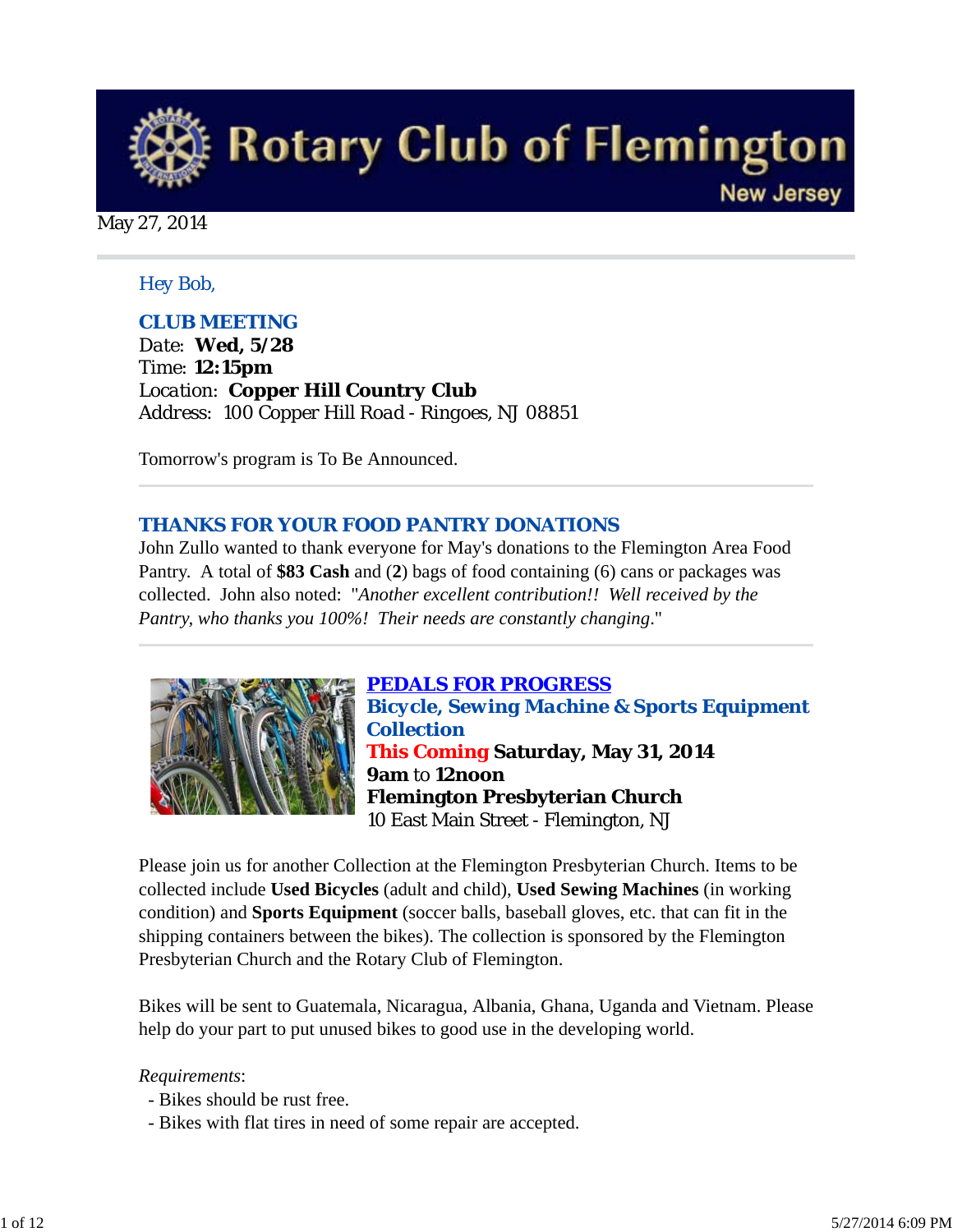# Rotary Club of Flemington

New Jersey

May 27, 2014

Hey Bob,

## CLUB MEETING

Date: **Wed, 5/28**
Time: **12:15pm**
Location: **Copper Hill Country Club**
Address: 100 Copper Hill Road - Ringoes, NJ 08851

Tomorrow's program is To Be Announced.

---

## THANKS FOR YOUR FOOD PANTRY DONATIONS

John Zullo wanted to thank everyone for May's donations to the Flemington Area Food Pantry. A total of **$83 Cash** and (**2**) bags of food containing (6) cans or packages was collected. John also noted: "*Another excellent contribution!! Well received by the Pantry, who thanks you 100%! Their needs are constantly changing*."

---

## PEDALS FOR PROGRESS

### Bicycle, Sewing Machine & Sports Equipment Collection

**This Coming Saturday, May 31, 2014**
**9am** to **12noon**
**Flemington Presbyterian Church**
10 East Main Street - Flemington, NJ

Please join us for another Collection at the Flemington Presbyterian Church. Items to be collected include **Used Bicycles** (adult and child), **Used Sewing Machines** (in working condition) and **Sports Equipment** (soccer balls, baseball gloves, etc. that can fit in the shipping containers between the bikes). The collection is sponsored by the Flemington Presbyterian Church and the Rotary Club of Flemington.

Bikes will be sent to Guatemala, Nicaragua, Albania, Ghana, Uganda and Vietnam. Please help do your part to put unused bikes to good use in the developing world.

*Requirements*:

- Bikes should be rust free.
- Bikes with flat tires in need of some repair are accepted.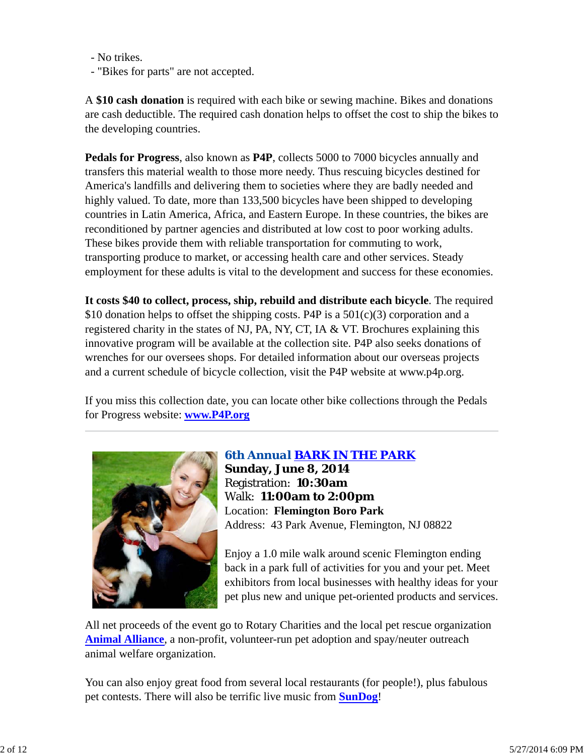- No trikes.
- "Bikes for parts" are not accepted.

A **$10 cash donation** is required with each bike or sewing machine. Bikes and donations are cash deductible. The required cash donation helps to offset the cost to ship the bikes to the developing countries.

**Pedals for Progress**, also known as **P4P**, collects 5000 to 7000 bicycles annually and transfers this material wealth to those more needy. Thus rescuing bicycles destined for America's landfills and delivering them to societies where they are badly needed and highly valued. To date, more than 133,500 bicycles have been shipped to developing countries in Latin America, Africa, and Eastern Europe. In these countries, the bikes are reconditioned by partner agencies and distributed at low cost to poor working adults. These bikes provide them with reliable transportation for commuting to work, transporting produce to market, or accessing health care and other services. Steady employment for these adults is vital to the development and success for these economies.

**It costs $40 to collect, process, ship, rebuild and distribute each bicycle**. The required $10 donation helps to offset the shipping costs. P4P is a 501(c)(3) corporation and a registered charity in the states of NJ, PA, NY, CT, IA & VT. Brochures explaining this innovative program will be available at the collection site. P4P also seeks donations of wrenches for our oversees shops. For detailed information about our overseas projects and a current schedule of bicycle collection, visit the P4P website at www.p4p.org.

If you miss this collection date, you can locate other bike collections through the Pedals for Progress website: **www.P4P.org**

---

## 6th Annual BARK IN THE PARK

**Sunday, June 8, 2014**
Registration: **10:30am**
Walk: **11:00am to 2:00pm**
Location: **Flemington Boro Park**
Address: 43 Park Avenue, Flemington, NJ 08822

Enjoy a 1.0 mile walk around scenic Flemington ending back in a park full of activities for you and your pet. Meet exhibitors from local businesses with healthy ideas for your pet plus new and unique pet-oriented products and services.

All net proceeds of the event go to Rotary Charities and the local pet rescue organization **Animal Alliance**, a non-profit, volunteer-run pet adoption and spay/neuter outreach animal welfare organization.

You can also enjoy great food from several local restaurants (for people!), plus fabulous pet contests. There will also be terrific live music from **SunDog**!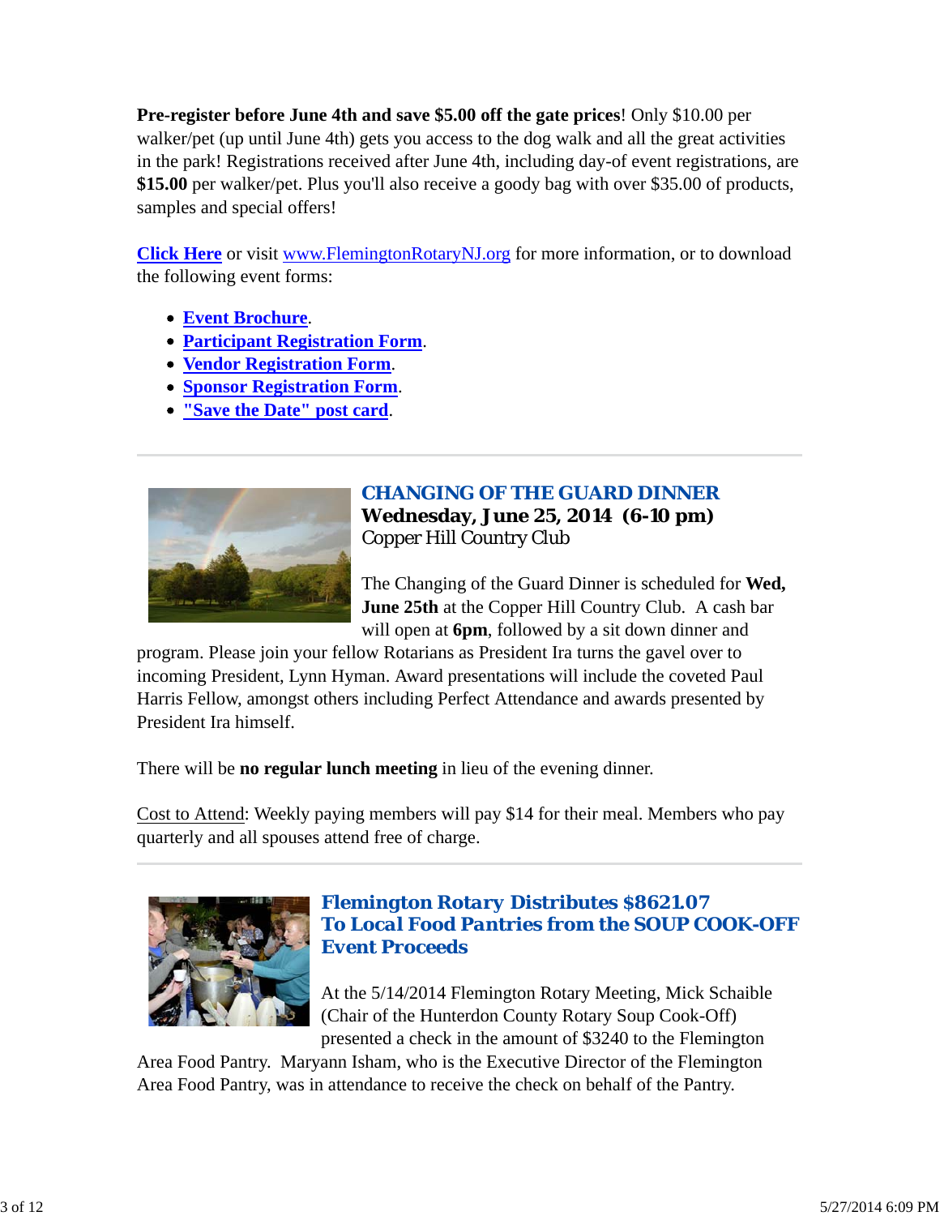**Pre-register before June 4th and save $5.00 off the gate prices**! Only $10.00 per walker/pet (up until June 4th) gets you access to the dog walk and all the great activities in the park! Registrations received after June 4th, including day-of event registrations, are **$15.00** per walker/pet. Plus you'll also receive a goody bag with over $35.00 of products, samples and special offers!

**Click Here** or visit www.FlemingtonRotaryNJ.org for more information, or to download the following event forms:

- **Event Brochure**.
- **Participant Registration Form**.
- **Vendor Registration Form**.
- **Sponsor Registration Form**.
- **"Save the Date" post card**.

---

## CHANGING OF THE GUARD DINNER

**Wednesday, June 25, 2014 (6-10 pm)**
Copper Hill Country Club

The Changing of the Guard Dinner is scheduled for **Wed, June 25th** at the Copper Hill Country Club. A cash bar will open at **6pm**, followed by a sit down dinner and program. Please join your fellow Rotarians as President Ira turns the gavel over to incoming President, Lynn Hyman. Award presentations will include the coveted Paul Harris Fellow, amongst others including Perfect Attendance and awards presented by President Ira himself.

There will be **no regular lunch meeting** in lieu of the evening dinner.

Cost to Attend: Weekly paying members will pay $14 for their meal. Members who pay quarterly and all spouses attend free of charge.

---

## *Flemington Rotary Distributes $8621.07 To Local Food Pantries from the SOUP COOK-OFF Event Proceeds*

At the 5/14/2014 Flemington Rotary Meeting, Mick Schaible (Chair of the Hunterdon County Rotary Soup Cook-Off) presented a check in the amount of $3240 to the Flemington Area Food Pantry. Maryann Isham, who is the Executive Director of the Flemington Area Food Pantry, was in attendance to receive the check on behalf of the Pantry.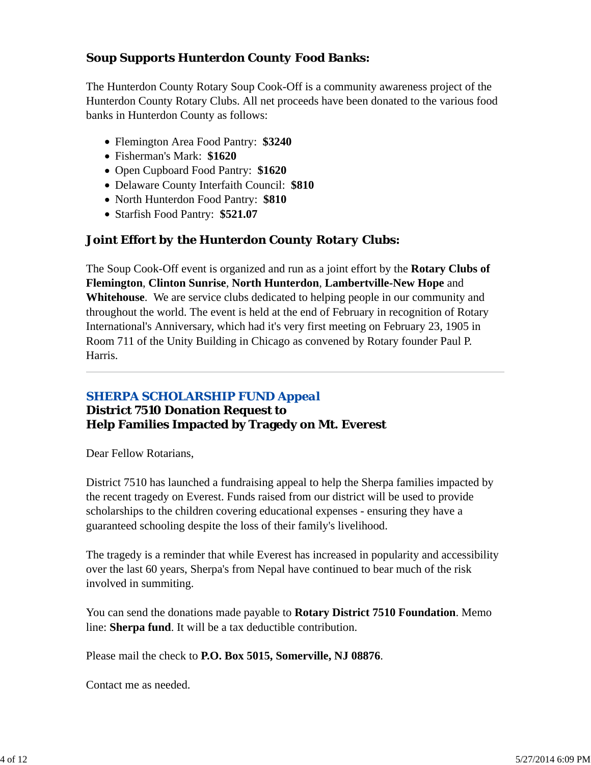### Soup Supports Hunterdon County Food Banks:

The Hunterdon County Rotary Soup Cook-Off is a community awareness project of the Hunterdon County Rotary Clubs. All net proceeds have been donated to the various food banks in Hunterdon County as follows:

- Flemington Area Food Pantry: **$3240**
- Fisherman's Mark: **$1620**
- Open Cupboard Food Pantry: **$1620**
- Delaware County Interfaith Council: **$810**
- North Hunterdon Food Pantry: **$810**
- Starfish Food Pantry: **$521.07**

### Joint Effort by the Hunterdon County Rotary Clubs:

The Soup Cook-Off event is organized and run as a joint effort by the **Rotary Clubs of Flemington**, **Clinton Sunrise**, **North Hunterdon**, **Lambertville-New Hope** and **Whitehouse**. We are service clubs dedicated to helping people in our community and throughout the world. The event is held at the end of February in recognition of Rotary International's Anniversary, which had it's very first meeting on February 23, 1905 in Room 711 of the Unity Building in Chicago as convened by Rotary founder Paul P. Harris.

---

### SHERPA SCHOLARSHIP FUND Appeal

**District 7510 Donation Request to**
**Help Families Impacted by Tragedy on Mt. Everest**

Dear Fellow Rotarians,

District 7510 has launched a fundraising appeal to help the Sherpa families impacted by the recent tragedy on Everest. Funds raised from our district will be used to provide scholarships to the children covering educational expenses - ensuring they have a guaranteed schooling despite the loss of their family's livelihood.

The tragedy is a reminder that while Everest has increased in popularity and accessibility over the last 60 years, Sherpa's from Nepal have continued to bear much of the risk involved in summiting.

You can send the donations made payable to **Rotary District 7510 Foundation**. Memo line: **Sherpa fund**. It will be a tax deductible contribution.

Please mail the check to **P.O. Box 5015, Somerville, NJ 08876**.

Contact me as needed.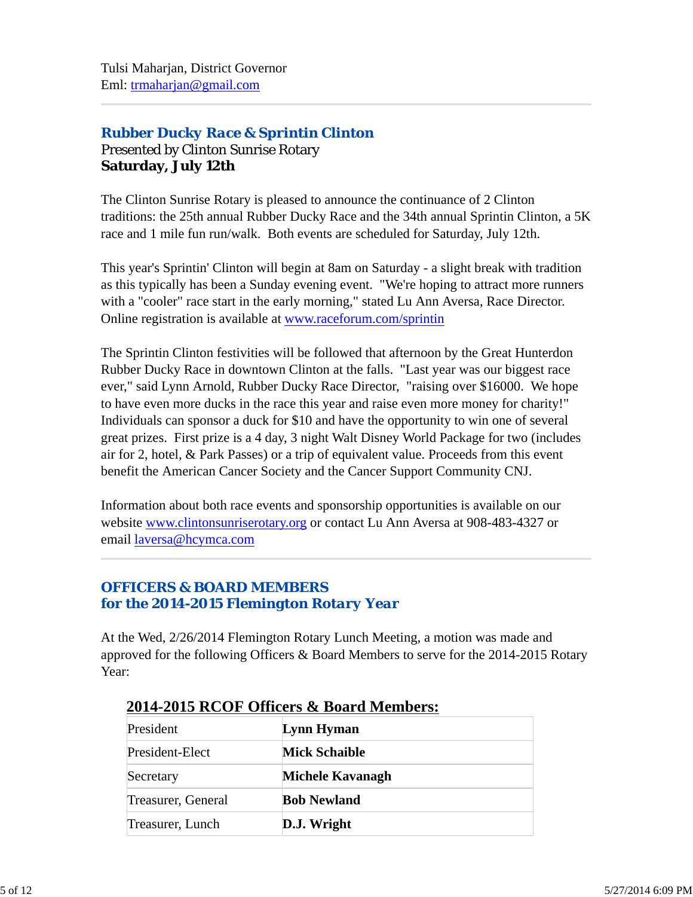Tulsi Maharjan, District Governor
Eml: trmaharjan@gmail.com

---

## Rubber Ducky Race & Sprintin Clinton

Presented by Clinton Sunrise Rotary
**Saturday, July 12th**

The Clinton Sunrise Rotary is pleased to announce the continuance of 2 Clinton traditions: the 25th annual Rubber Ducky Race and the 34th annual Sprintin Clinton, a 5K race and 1 mile fun run/walk. Both events are scheduled for Saturday, July 12th.

This year's Sprintin' Clinton will begin at 8am on Saturday - a slight break with tradition as this typically has been a Sunday evening event. "We're hoping to attract more runners with a "cooler" race start in the early morning," stated Lu Ann Aversa, Race Director. Online registration is available at www.raceforum.com/sprintin

The Sprintin Clinton festivities will be followed that afternoon by the Great Hunterdon Rubber Ducky Race in downtown Clinton at the falls. "Last year was our biggest race ever," said Lynn Arnold, Rubber Ducky Race Director, "raising over $16000. We hope to have even more ducks in the race this year and raise even more money for charity!" Individuals can sponsor a duck for $10 and have the opportunity to win one of several great prizes. First prize is a 4 day, 3 night Walt Disney World Package for two (includes air for 2, hotel, & Park Passes) or a trip of equivalent value. Proceeds from this event benefit the American Cancer Society and the Cancer Support Community CNJ.

Information about both race events and sponsorship opportunities is available on our website www.clintonsunriserotary.org or contact Lu Ann Aversa at 908-483-4327 or email laversa@hcymca.com

---

## OFFICERS & BOARD MEMBERS for the 2014-2015 Flemington Rotary Year

At the Wed, 2/26/2014 Flemington Rotary Lunch Meeting, a motion was made and approved for the following Officers & Board Members to serve for the 2014-2015 Rotary Year:

**2014-2015 RCOF Officers & Board Members:**

| | |
|---|---|
| President | **Lynn Hyman** |
| President-Elect | **Mick Schaible** |
| Secretary | **Michele Kavanagh** |
| Treasurer, General | **Bob Newland** |
| Treasurer, Lunch | **D.J. Wright** |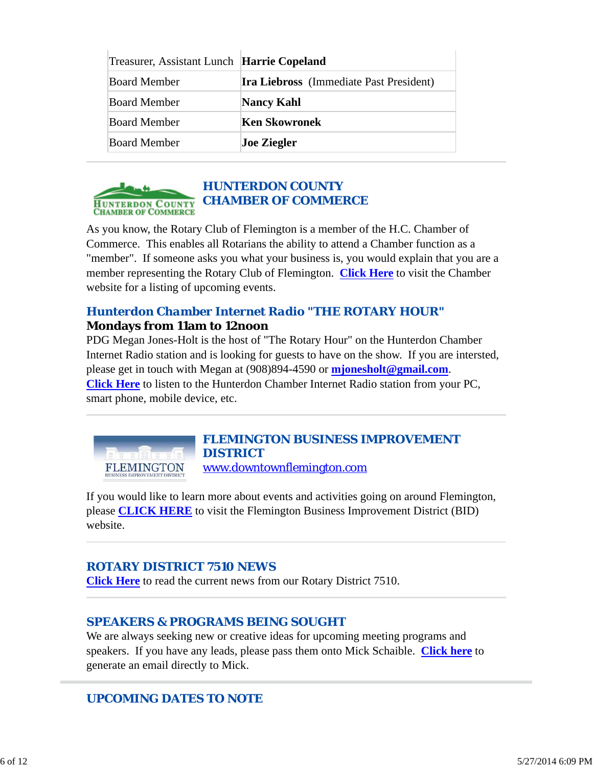| | |
|---|---|
| Treasurer, Assistant Lunch | **Harrie Copeland** |
| Board Member | **Ira Liebross** (Immediate Past President) |
| Board Member | **Nancy Kahl** |
| Board Member | **Ken Skowronek** |
| Board Member | **Joe Ziegler** |

## HUNTERDON COUNTY CHAMBER OF COMMERCE

As you know, the Rotary Club of Flemington is a member of the H.C. Chamber of Commerce. This enables all Rotarians the ability to attend a Chamber function as a "member". If someone asks you what your business is, you would explain that you are a member representing the Rotary Club of Flemington. **Click Here** to visit the Chamber website for a listing of upcoming events.

## Hunterdon Chamber Internet Radio "THE ROTARY HOUR"

**Mondays from 11am to 12noon**

PDG Megan Jones-Holt is the host of "The Rotary Hour" on the Hunterdon Chamber Internet Radio station and is looking for guests to have on the show. If you are intersted, please get in touch with Megan at (908)894-4590 or **mjonesholt@gmail.com**. **Click Here** to listen to the Hunterdon Chamber Internet Radio station from your PC, smart phone, mobile device, etc.

## FLEMINGTON BUSINESS IMPROVEMENT DISTRICT

www.downtownflemington.com

If you would like to learn more about events and activities going on around Flemington, please **CLICK HERE** to visit the Flemington Business Improvement District (BID) website.

## ROTARY DISTRICT 7510 NEWS

**Click Here** to read the current news from our Rotary District 7510.

## SPEAKERS & PROGRAMS BEING SOUGHT

We are always seeking new or creative ideas for upcoming meeting programs and speakers. If you have any leads, please pass them onto Mick Schaible. **Click here** to generate an email directly to Mick.

## UPCOMING DATES TO NOTE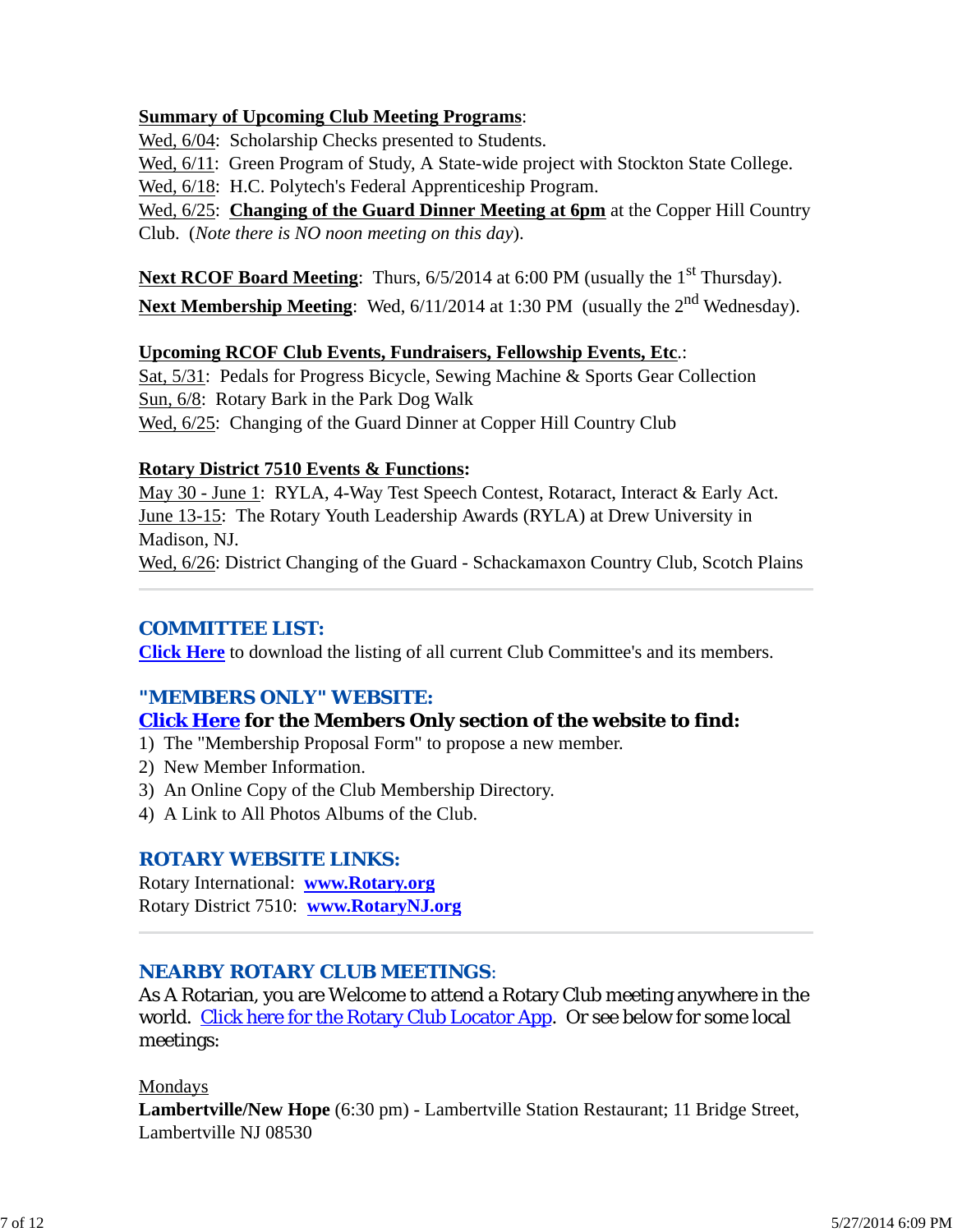**Summary of Upcoming Club Meeting Programs**:
Wed, 6/04: Scholarship Checks presented to Students.
Wed, 6/11: Green Program of Study, A State-wide project with Stockton State College.
Wed, 6/18: H.C. Polytech's Federal Apprenticeship Program.
Wed, 6/25: **Changing of the Guard Dinner Meeting at 6pm** at the Copper Hill Country Club. (*Note there is NO noon meeting on this day*).

**Next RCOF Board Meeting**: Thurs, 6/5/2014 at 6:00 PM (usually the 1st Thursday).
**Next Membership Meeting**: Wed, 6/11/2014 at 1:30 PM (usually the 2nd Wednesday).

**Upcoming RCOF Club Events, Fundraisers, Fellowship Events, Etc**.:
Sat, 5/31: Pedals for Progress Bicycle, Sewing Machine & Sports Gear Collection
Sun, 6/8: Rotary Bark in the Park Dog Walk
Wed, 6/25: Changing of the Guard Dinner at Copper Hill Country Club

**Rotary District 7510 Events & Functions:**
May 30 - June 1: RYLA, 4-Way Test Speech Contest, Rotaract, Interact & Early Act.
June 13-15: The Rotary Youth Leadership Awards (RYLA) at Drew University in Madison, NJ.
Wed, 6/26: District Changing of the Guard - Schackamaxon Country Club, Scotch Plains

---

## COMMITTEE LIST:

**Click Here** to download the listing of all current Club Committee's and its members.

## "MEMBERS ONLY" WEBSITE:

**Click Here for the Members Only section of the website to find:**

1) The "Membership Proposal Form" to propose a new member.
2) New Member Information.
3) An Online Copy of the Club Membership Directory.
4) A Link to All Photos Albums of the Club.

## ROTARY WEBSITE LINKS:

Rotary International: **www.Rotary.org**
Rotary District 7510: **www.RotaryNJ.org**

---

## NEARBY ROTARY CLUB MEETINGS:

As A Rotarian, you are Welcome to attend a Rotary Club meeting anywhere in the world. Click here for the Rotary Club Locator App. Or see below for some local meetings:

Mondays
**Lambertville/New Hope** (6:30 pm) - Lambertville Station Restaurant; 11 Bridge Street, Lambertville NJ 08530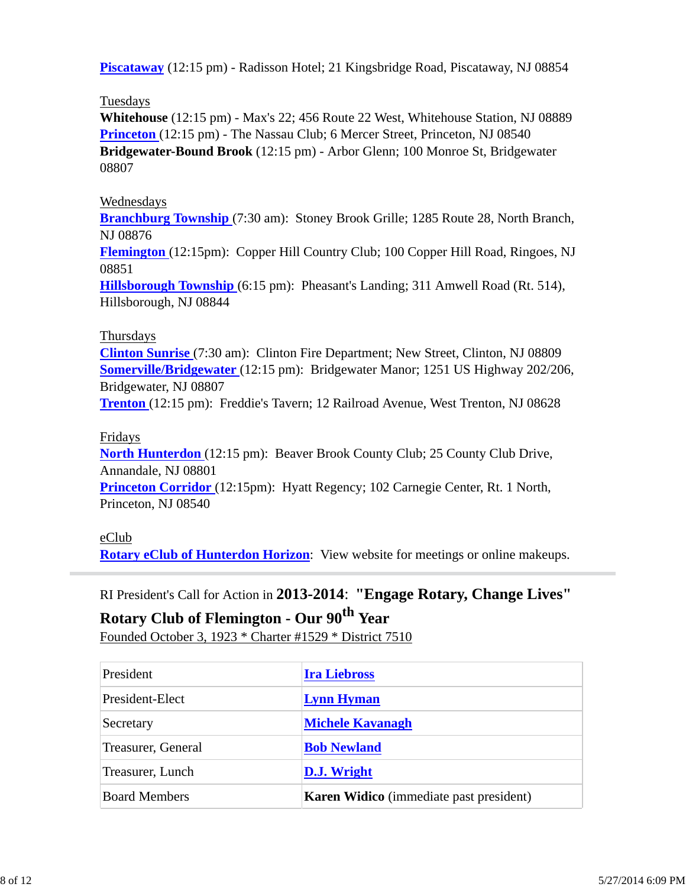**Piscataway** (12:15 pm) - Radisson Hotel; 21 Kingsbridge Road, Piscataway, NJ 08854

Tuesdays
**Whitehouse** (12:15 pm) - Max's 22; 456 Route 22 West, Whitehouse Station, NJ 08889
**Princeton** (12:15 pm) - The Nassau Club; 6 Mercer Street, Princeton, NJ 08540
**Bridgewater-Bound Brook** (12:15 pm) - Arbor Glenn; 100 Monroe St, Bridgewater 08807

Wednesdays
**Branchburg Township** (7:30 am): Stoney Brook Grille; 1285 Route 28, North Branch, NJ 08876
**Flemington** (12:15pm): Copper Hill Country Club; 100 Copper Hill Road, Ringoes, NJ 08851
**Hillsborough Township** (6:15 pm): Pheasant's Landing; 311 Amwell Road (Rt. 514), Hillsborough, NJ 08844

Thursdays
**Clinton Sunrise** (7:30 am): Clinton Fire Department; New Street, Clinton, NJ 08809
**Somerville/Bridgewater** (12:15 pm): Bridgewater Manor; 1251 US Highway 202/206, Bridgewater, NJ 08807
**Trenton** (12:15 pm): Freddie's Tavern; 12 Railroad Avenue, West Trenton, NJ 08628

Fridays
**North Hunterdon** (12:15 pm): Beaver Brook County Club; 25 County Club Drive, Annandale, NJ 08801
**Princeton Corridor** (12:15pm): Hyatt Regency; 102 Carnegie Center, Rt. 1 North, Princeton, NJ 08540

eClub
**Rotary eClub of Hunterdon Horizon**: View website for meetings or online makeups.

---

RI President's Call for Action in **2013-2014**: **"Engage Rotary, Change Lives"**

**Rotary Club of Flemington - Our 90th Year**
Founded October 3, 1923 * Charter #1529 * District 7510

| President | **Ira Liebross** |
|---|---|
| President-Elect | **Lynn Hyman** |
| Secretary | **Michele Kavanagh** |
| Treasurer, General | **Bob Newland** |
| Treasurer, Lunch | **D.J. Wright** |
| Board Members | **Karen Widico** (immediate past president) |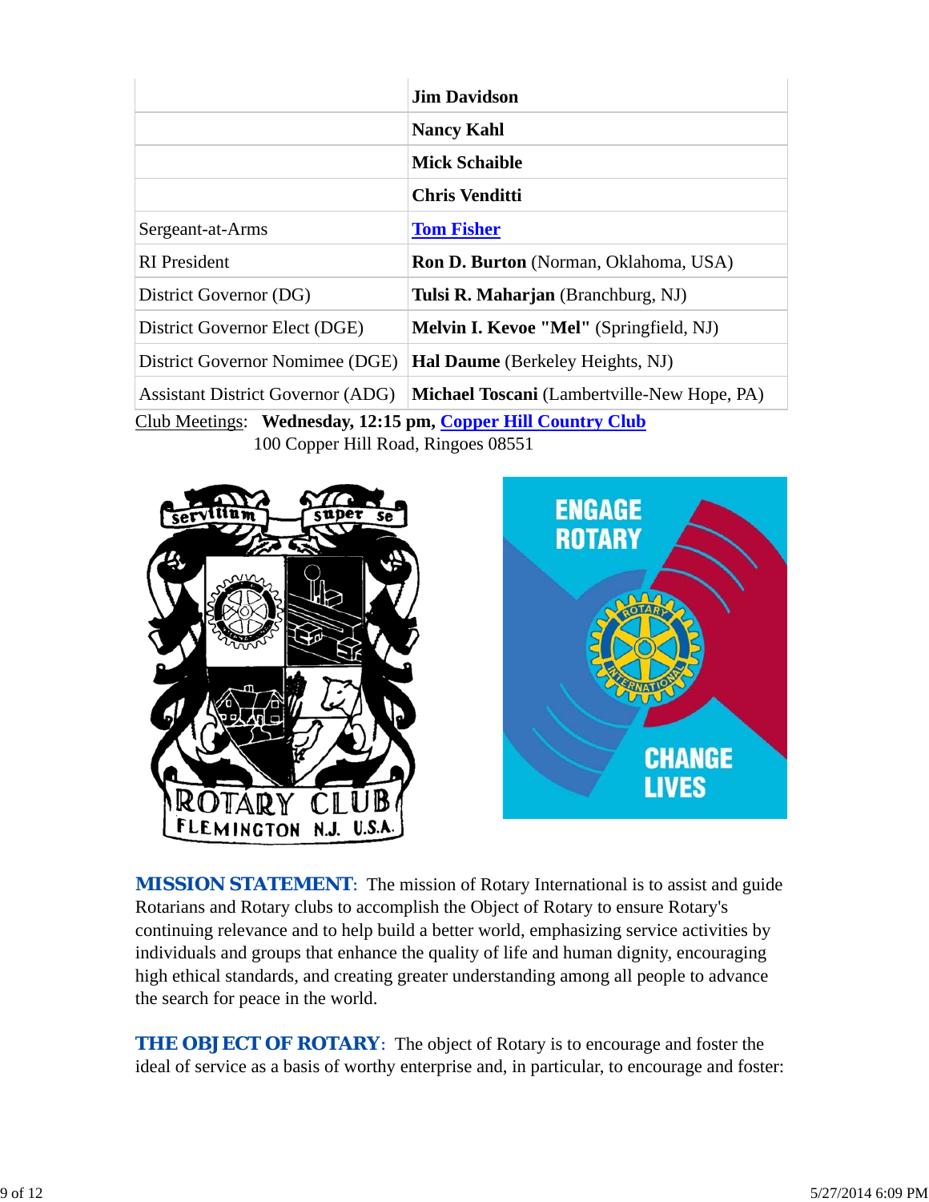| | |
|---|---|
| | **Jim Davidson** |
| | **Nancy Kahl** |
| | **Mick Schaible** |
| | **Chris Venditti** |
| Sergeant-at-Arms | **Tom Fisher** |
| RI President | **Ron D. Burton** (Norman, Oklahoma, USA) |
| District Governor (DG) | **Tulsi R. Maharjan** (Branchburg, NJ) |
| District Governor Elect (DGE) | **Melvin I. Kevoe "Mel"** (Springfield, NJ) |
| District Governor Nominee (DGE) | **Hal Daume** (Berkeley Heights, NJ) |
| Assistant District Governor (ADG) | **Michael Toscani** (Lambertville-New Hope, PA) |

Club Meetings: **Wednesday, 12:15 pm, Copper Hill Country Club**
100 Copper Hill Road, Ringoes 08551

**MISSION STATEMENT**: The mission of Rotary International is to assist and guide Rotarians and Rotary clubs to accomplish the Object of Rotary to ensure Rotary's continuing relevance and to help build a better world, emphasizing service activities by individuals and groups that enhance the quality of life and human dignity, encouraging high ethical standards, and creating greater understanding among all people to advance the search for peace in the world.

**THE OBJECT OF ROTARY**: The object of Rotary is to encourage and foster the ideal of service as a basis of worthy enterprise and, in particular, to encourage and foster: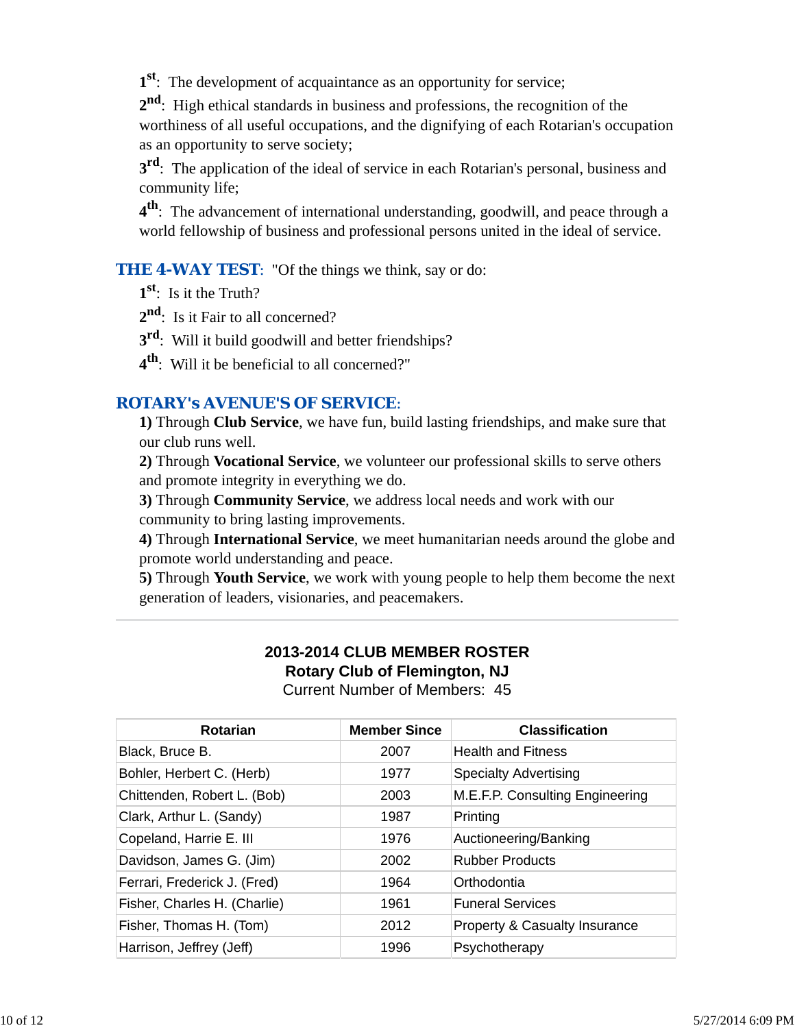1st: The development of acquaintance as an opportunity for service;

2nd: High ethical standards in business and professions, the recognition of the worthiness of all useful occupations, and the dignifying of each Rotarian's occupation as an opportunity to serve society;

3rd: The application of the ideal of service in each Rotarian's personal, business and community life;

4th: The advancement of international understanding, goodwill, and peace through a world fellowship of business and professional persons united in the ideal of service.

**THE 4-WAY TEST**: "Of the things we think, say or do:

1st: Is it the Truth?

2nd: Is it Fair to all concerned?

3rd: Will it build goodwill and better friendships?

4th: Will it be beneficial to all concerned?"

**ROTARY's AVENUE'S OF SERVICE**:

**1)** Through **Club Service**, we have fun, build lasting friendships, and make sure that our club runs well.

**2)** Through **Vocational Service**, we volunteer our professional skills to serve others and promote integrity in everything we do.

**3)** Through **Community Service**, we address local needs and work with our community to bring lasting improvements.

**4)** Through **International Service**, we meet humanitarian needs around the globe and promote world understanding and peace.

**5)** Through **Youth Service**, we work with young people to help them become the next generation of leaders, visionaries, and peacemakers.

---

**2013-2014 CLUB MEMBER ROSTER**
**Rotary Club of Flemington, NJ**
Current Number of Members: 45

| Rotarian | Member Since | Classification |
|---|---|---|
| Black, Bruce B. | 2007 | Health and Fitness |
| Bohler, Herbert C. (Herb) | 1977 | Specialty Advertising |
| Chittenden, Robert L. (Bob) | 2003 | M.E.F.P. Consulting Engineering |
| Clark, Arthur L. (Sandy) | 1987 | Printing |
| Copeland, Harrie E. III | 1976 | Auctioneering/Banking |
| Davidson, James G. (Jim) | 2002 | Rubber Products |
| Ferrari, Frederick J. (Fred) | 1964 | Orthodontia |
| Fisher, Charles H. (Charlie) | 1961 | Funeral Services |
| Fisher, Thomas H. (Tom) | 2012 | Property & Casualty Insurance |
| Harrison, Jeffrey (Jeff) | 1996 | Psychotherapy |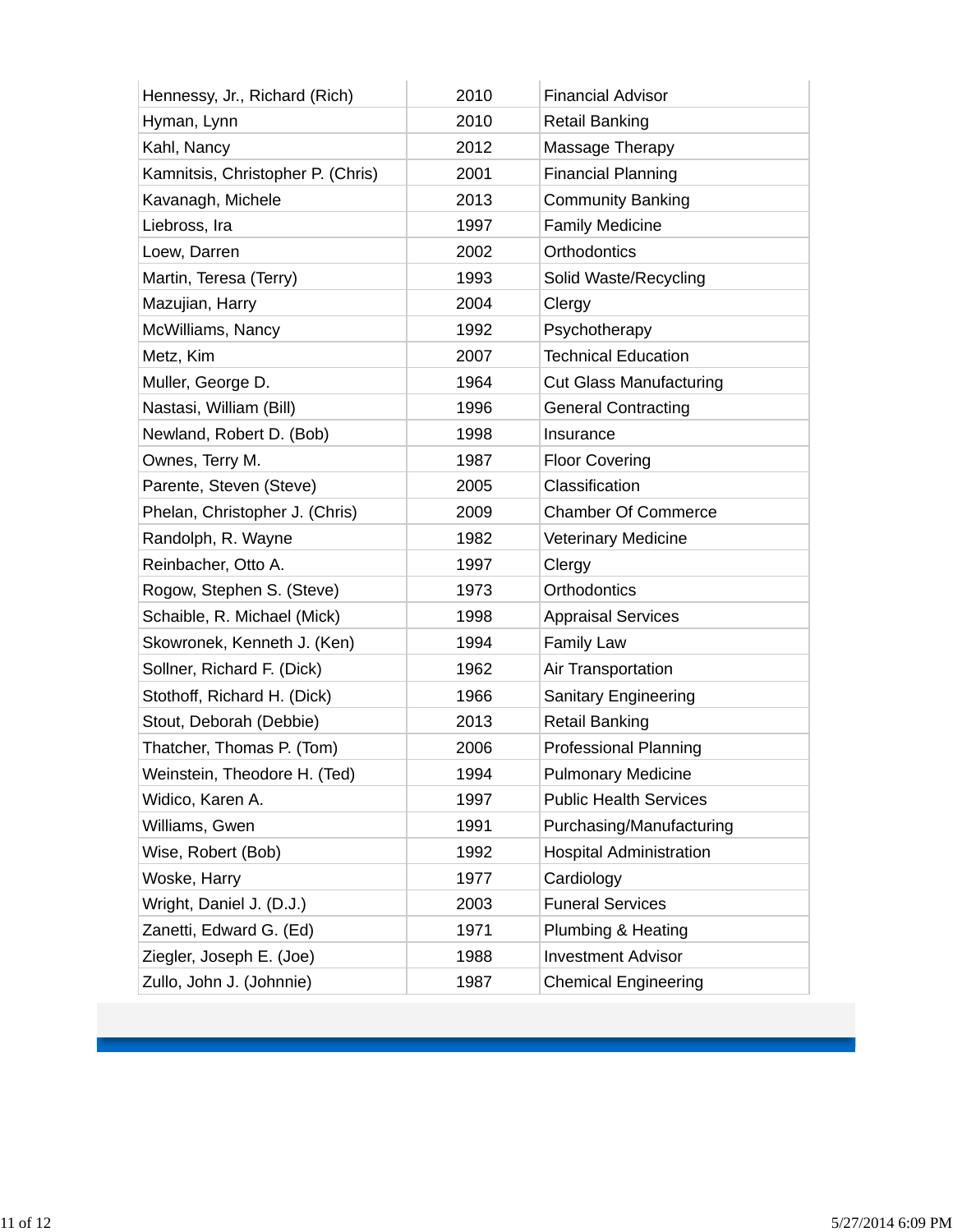| | | |
|---|---|---|
| Hennessy, Jr., Richard (Rich) | 2010 | Financial Advisor |
| Hyman, Lynn | 2010 | Retail Banking |
| Kahl, Nancy | 2012 | Massage Therapy |
| Kamnitsis, Christopher P. (Chris) | 2001 | Financial Planning |
| Kavanagh, Michele | 2013 | Community Banking |
| Liebross, Ira | 1997 | Family Medicine |
| Loew, Darren | 2002 | Orthodontics |
| Martin, Teresa (Terry) | 1993 | Solid Waste/Recycling |
| Mazujian, Harry | 2004 | Clergy |
| McWilliams, Nancy | 1992 | Psychotherapy |
| Metz, Kim | 2007 | Technical Education |
| Muller, George D. | 1964 | Cut Glass Manufacturing |
| Nastasi, William (Bill) | 1996 | General Contracting |
| Newland, Robert D. (Bob) | 1998 | Insurance |
| Ownes, Terry M. | 1987 | Floor Covering |
| Parente, Steven (Steve) | 2005 | Classification |
| Phelan, Christopher J. (Chris) | 2009 | Chamber Of Commerce |
| Randolph, R. Wayne | 1982 | Veterinary Medicine |
| Reinbacher, Otto A. | 1997 | Clergy |
| Rogow, Stephen S. (Steve) | 1973 | Orthodontics |
| Schaible, R. Michael (Mick) | 1998 | Appraisal Services |
| Skowronek, Kenneth J. (Ken) | 1994 | Family Law |
| Sollner, Richard F. (Dick) | 1962 | Air Transportation |
| Stothoff, Richard H. (Dick) | 1966 | Sanitary Engineering |
| Stout, Deborah (Debbie) | 2013 | Retail Banking |
| Thatcher, Thomas P. (Tom) | 2006 | Professional Planning |
| Weinstein, Theodore H. (Ted) | 1994 | Pulmonary Medicine |
| Widico, Karen A. | 1997 | Public Health Services |
| Williams, Gwen | 1991 | Purchasing/Manufacturing |
| Wise, Robert (Bob) | 1992 | Hospital Administration |
| Woske, Harry | 1977 | Cardiology |
| Wright, Daniel J. (D.J.) | 2003 | Funeral Services |
| Zanetti, Edward G. (Ed) | 1971 | Plumbing & Heating |
| Ziegler, Joseph E. (Joe) | 1988 | Investment Advisor |
| Zullo, John J. (Johnnie) | 1987 | Chemical Engineering |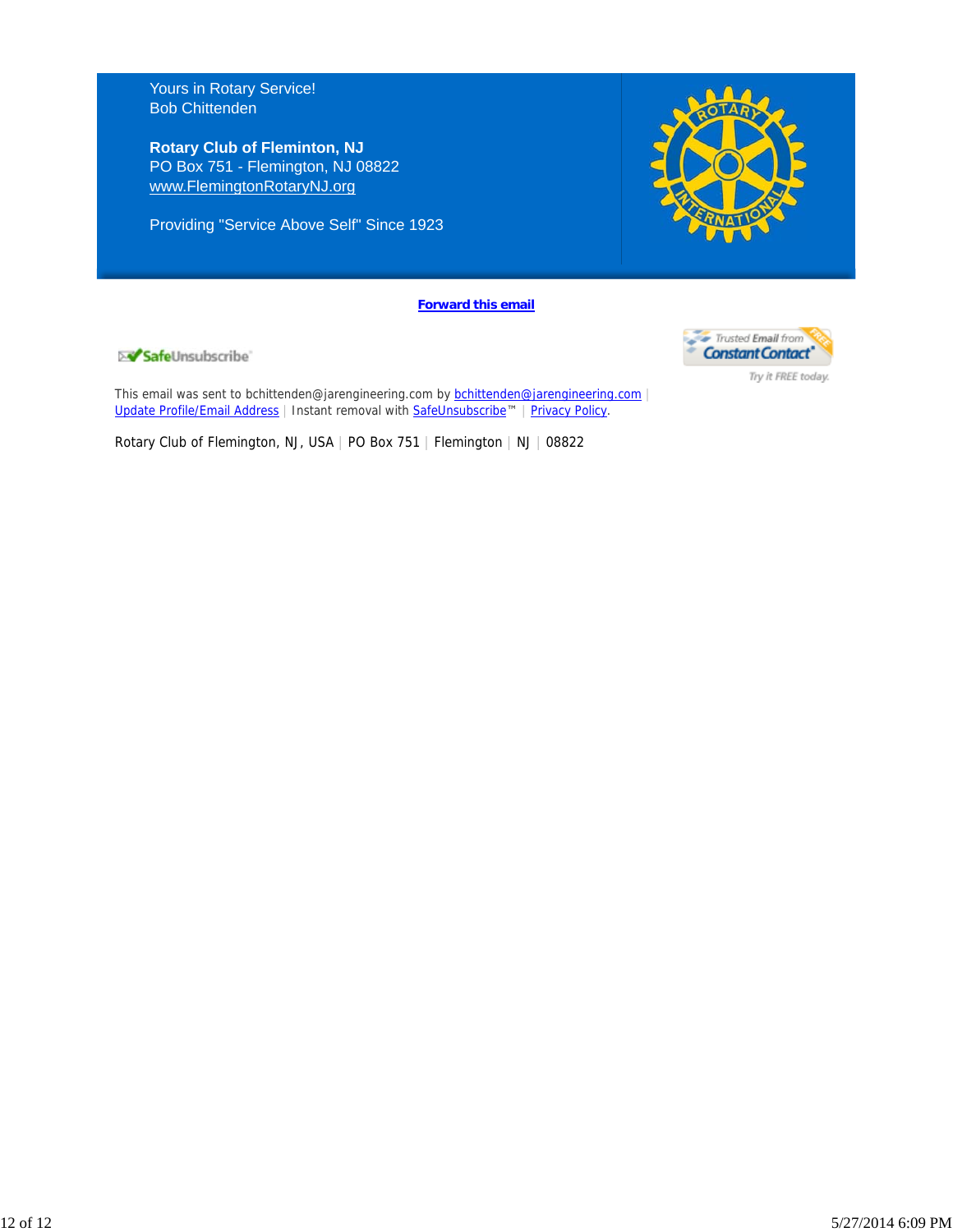Yours in Rotary Service!
Bob Chittenden

**Rotary Club of Fleminton, NJ**
PO Box 751 - Flemington, NJ 08822
www.FlemingtonRotaryNJ.org

Providing "Service Above Self" Since 1923

**Forward this email**

SafeUnsubscribe

Trusted Email from Constant Contact
Try it FREE today.

This email was sent to bchittenden@jarengineering.com by bchittenden@jarengineering.com | Update Profile/Email Address | Instant removal with SafeUnsubscribe™ | Privacy Policy.

Rotary Club of Flemington, NJ, USA | PO Box 751 | Flemington | NJ | 08822